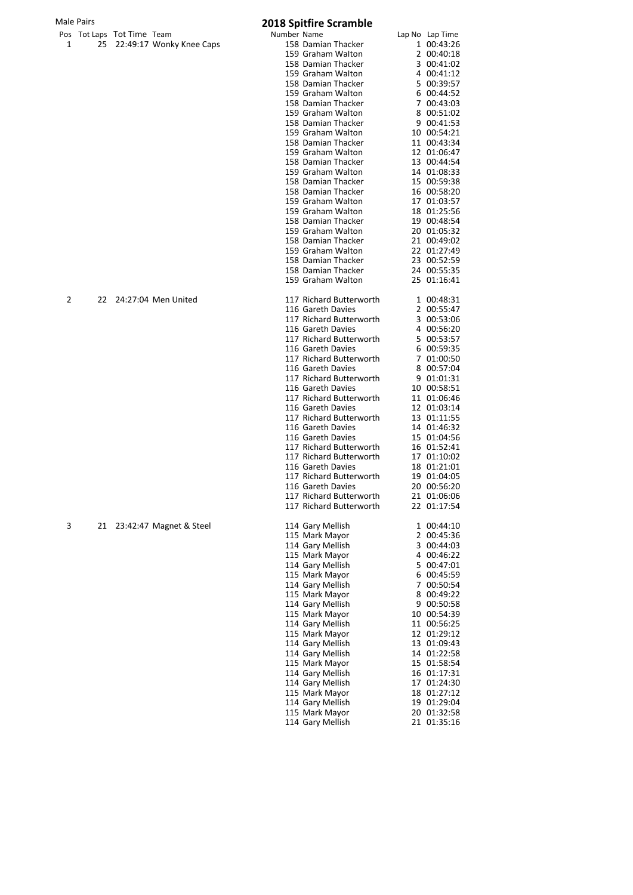Male Pairs

# 2018 Spitfire Scramble

| Pos | Tot Laps | Tot Time | Team | Number | Name | Lap No | Lap Time |
|---|---|---|---|---|---|---|---|
| 1 | 25 | 22:49:17 | Wonky Knee Caps | 158 | Damian Thacker | 1 | 00:43:26 |
| | | | | 159 | Graham Walton | 2 | 00:40:18 |
| | | | | 158 | Damian Thacker | 3 | 00:41:02 |
| | | | | 159 | Graham Walton | 4 | 00:41:12 |
| | | | | 158 | Damian Thacker | 5 | 00:39:57 |
| | | | | 159 | Graham Walton | 6 | 00:44:52 |
| | | | | 158 | Damian Thacker | 7 | 00:43:03 |
| | | | | 159 | Graham Walton | 8 | 00:51:02 |
| | | | | 158 | Damian Thacker | 9 | 00:41:53 |
| | | | | 159 | Graham Walton | 10 | 00:54:21 |
| | | | | 158 | Damian Thacker | 11 | 00:43:34 |
| | | | | 159 | Graham Walton | 12 | 01:06:47 |
| | | | | 158 | Damian Thacker | 13 | 00:44:54 |
| | | | | 159 | Graham Walton | 14 | 01:08:33 |
| | | | | 158 | Damian Thacker | 15 | 00:59:38 |
| | | | | 158 | Damian Thacker | 16 | 00:58:20 |
| | | | | 159 | Graham Walton | 17 | 01:03:57 |
| | | | | 159 | Graham Walton | 18 | 01:25:56 |
| | | | | 158 | Damian Thacker | 19 | 00:48:54 |
| | | | | 159 | Graham Walton | 20 | 01:05:32 |
| | | | | 158 | Damian Thacker | 21 | 00:49:02 |
| | | | | 159 | Graham Walton | 22 | 01:27:49 |
| | | | | 158 | Damian Thacker | 23 | 00:52:59 |
| | | | | 158 | Damian Thacker | 24 | 00:55:35 |
| | | | | 159 | Graham Walton | 25 | 01:16:41 |
| 2 | 22 | 24:27:04 | Men United | 117 | Richard Butterworth | 1 | 00:48:31 |
| | | | | 116 | Gareth Davies | 2 | 00:55:47 |
| | | | | 117 | Richard Butterworth | 3 | 00:53:06 |
| | | | | 116 | Gareth Davies | 4 | 00:56:20 |
| | | | | 117 | Richard Butterworth | 5 | 00:53:57 |
| | | | | 116 | Gareth Davies | 6 | 00:59:35 |
| | | | | 117 | Richard Butterworth | 7 | 01:00:50 |
| | | | | 116 | Gareth Davies | 8 | 00:57:04 |
| | | | | 117 | Richard Butterworth | 9 | 01:01:31 |
| | | | | 116 | Gareth Davies | 10 | 00:58:51 |
| | | | | 117 | Richard Butterworth | 11 | 01:06:46 |
| | | | | 116 | Gareth Davies | 12 | 01:03:14 |
| | | | | 117 | Richard Butterworth | 13 | 01:11:55 |
| | | | | 116 | Gareth Davies | 14 | 01:46:32 |
| | | | | 116 | Gareth Davies | 15 | 01:04:56 |
| | | | | 117 | Richard Butterworth | 16 | 01:52:41 |
| | | | | 117 | Richard Butterworth | 17 | 01:10:02 |
| | | | | 116 | Gareth Davies | 18 | 01:21:01 |
| | | | | 117 | Richard Butterworth | 19 | 01:04:05 |
| | | | | 116 | Gareth Davies | 20 | 00:56:20 |
| | | | | 117 | Richard Butterworth | 21 | 01:06:06 |
| | | | | 117 | Richard Butterworth | 22 | 01:17:54 |
| 3 | 21 | 23:42:47 | Magnet & Steel | 114 | Gary Mellish | 1 | 00:44:10 |
| | | | | 115 | Mark Mayor | 2 | 00:45:36 |
| | | | | 114 | Gary Mellish | 3 | 00:44:03 |
| | | | | 115 | Mark Mayor | 4 | 00:46:22 |
| | | | | 114 | Gary Mellish | 5 | 00:47:01 |
| | | | | 115 | Mark Mayor | 6 | 00:45:59 |
| | | | | 114 | Gary Mellish | 7 | 00:50:54 |
| | | | | 115 | Mark Mayor | 8 | 00:49:22 |
| | | | | 114 | Gary Mellish | 9 | 00:50:58 |
| | | | | 115 | Mark Mayor | 10 | 00:54:39 |
| | | | | 114 | Gary Mellish | 11 | 00:56:25 |
| | | | | 115 | Mark Mayor | 12 | 01:29:12 |
| | | | | 114 | Gary Mellish | 13 | 01:09:43 |
| | | | | 114 | Gary Mellish | 14 | 01:22:58 |
| | | | | 115 | Mark Mayor | 15 | 01:58:54 |
| | | | | 114 | Gary Mellish | 16 | 01:17:31 |
| | | | | 114 | Gary Mellish | 17 | 01:24:30 |
| | | | | 115 | Mark Mayor | 18 | 01:27:12 |
| | | | | 114 | Gary Mellish | 19 | 01:29:04 |
| | | | | 115 | Mark Mayor | 20 | 01:32:58 |
| | | | | 114 | Gary Mellish | 21 | 01:35:16 |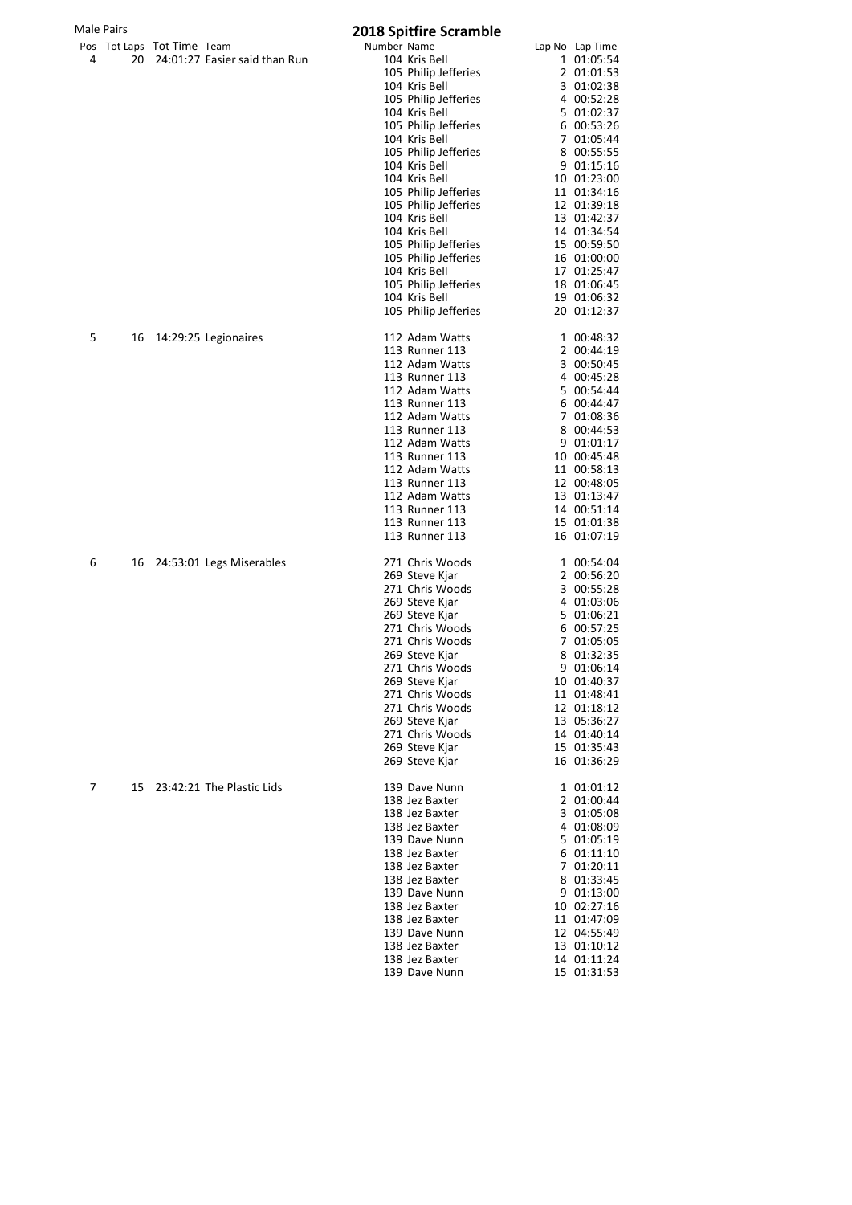Male Pairs

# 2018 Spitfire Scramble

| Pos | Tot Laps | Tot Time | Team | Number | Name | Lap No | Lap Time |
|---|---|---|---|---|---|---|---|
| 4 | 20 | 24:01:27 | Easier said than Run | 104 | Kris Bell | 1 | 01:05:54 |
| | | | | 105 | Philip Jefferies | 2 | 01:01:53 |
| | | | | 104 | Kris Bell | 3 | 01:02:38 |
| | | | | 105 | Philip Jefferies | 4 | 00:52:28 |
| | | | | 104 | Kris Bell | 5 | 01:02:37 |
| | | | | 105 | Philip Jefferies | 6 | 00:53:26 |
| | | | | 104 | Kris Bell | 7 | 01:05:44 |
| | | | | 105 | Philip Jefferies | 8 | 00:55:55 |
| | | | | 104 | Kris Bell | 9 | 01:15:16 |
| | | | | 104 | Kris Bell | 10 | 01:23:00 |
| | | | | 105 | Philip Jefferies | 11 | 01:34:16 |
| | | | | 105 | Philip Jefferies | 12 | 01:39:18 |
| | | | | 104 | Kris Bell | 13 | 01:42:37 |
| | | | | 104 | Kris Bell | 14 | 01:34:54 |
| | | | | 105 | Philip Jefferies | 15 | 00:59:50 |
| | | | | 105 | Philip Jefferies | 16 | 01:00:00 |
| | | | | 104 | Kris Bell | 17 | 01:25:47 |
| | | | | 105 | Philip Jefferies | 18 | 01:06:45 |
| | | | | 104 | Kris Bell | 19 | 01:06:32 |
| | | | | 105 | Philip Jefferies | 20 | 01:12:37 |
| 5 | 16 | 14:29:25 | Legionaires | 112 | Adam Watts | 1 | 00:48:32 |
| | | | | 113 | Runner 113 | 2 | 00:44:19 |
| | | | | 112 | Adam Watts | 3 | 00:50:45 |
| | | | | 113 | Runner 113 | 4 | 00:45:28 |
| | | | | 112 | Adam Watts | 5 | 00:54:44 |
| | | | | 113 | Runner 113 | 6 | 00:44:47 |
| | | | | 112 | Adam Watts | 7 | 01:08:36 |
| | | | | 113 | Runner 113 | 8 | 00:44:53 |
| | | | | 112 | Adam Watts | 9 | 01:01:17 |
| | | | | 113 | Runner 113 | 10 | 00:45:48 |
| | | | | 112 | Adam Watts | 11 | 00:58:13 |
| | | | | 113 | Runner 113 | 12 | 00:48:05 |
| | | | | 112 | Adam Watts | 13 | 01:13:47 |
| | | | | 113 | Runner 113 | 14 | 00:51:14 |
| | | | | 113 | Runner 113 | 15 | 01:01:38 |
| | | | | 113 | Runner 113 | 16 | 01:07:19 |
| 6 | 16 | 24:53:01 | Legs Miserables | 271 | Chris Woods | 1 | 00:54:04 |
| | | | | 269 | Steve Kjar | 2 | 00:56:20 |
| | | | | 271 | Chris Woods | 3 | 00:55:28 |
| | | | | 269 | Steve Kjar | 4 | 01:03:06 |
| | | | | 269 | Steve Kjar | 5 | 01:06:21 |
| | | | | 271 | Chris Woods | 6 | 00:57:25 |
| | | | | 271 | Chris Woods | 7 | 01:05:05 |
| | | | | 269 | Steve Kjar | 8 | 01:32:35 |
| | | | | 271 | Chris Woods | 9 | 01:06:14 |
| | | | | 269 | Steve Kjar | 10 | 01:40:37 |
| | | | | 271 | Chris Woods | 11 | 01:48:41 |
| | | | | 271 | Chris Woods | 12 | 01:18:12 |
| | | | | 269 | Steve Kjar | 13 | 05:36:27 |
| | | | | 271 | Chris Woods | 14 | 01:40:14 |
| | | | | 269 | Steve Kjar | 15 | 01:35:43 |
| | | | | 269 | Steve Kjar | 16 | 01:36:29 |
| 7 | 15 | 23:42:21 | The Plastic Lids | 139 | Dave Nunn | 1 | 01:01:12 |
| | | | | 138 | Jez Baxter | 2 | 01:00:44 |
| | | | | 138 | Jez Baxter | 3 | 01:05:08 |
| | | | | 138 | Jez Baxter | 4 | 01:08:09 |
| | | | | 139 | Dave Nunn | 5 | 01:05:19 |
| | | | | 138 | Jez Baxter | 6 | 01:11:10 |
| | | | | 138 | Jez Baxter | 7 | 01:20:11 |
| | | | | 138 | Jez Baxter | 8 | 01:33:45 |
| | | | | 139 | Dave Nunn | 9 | 01:13:00 |
| | | | | 138 | Jez Baxter | 10 | 02:27:16 |
| | | | | 138 | Jez Baxter | 11 | 01:47:09 |
| | | | | 139 | Dave Nunn | 12 | 04:55:49 |
| | | | | 138 | Jez Baxter | 13 | 01:10:12 |
| | | | | 138 | Jez Baxter | 14 | 01:11:24 |
| | | | | 139 | Dave Nunn | 15 | 01:31:53 |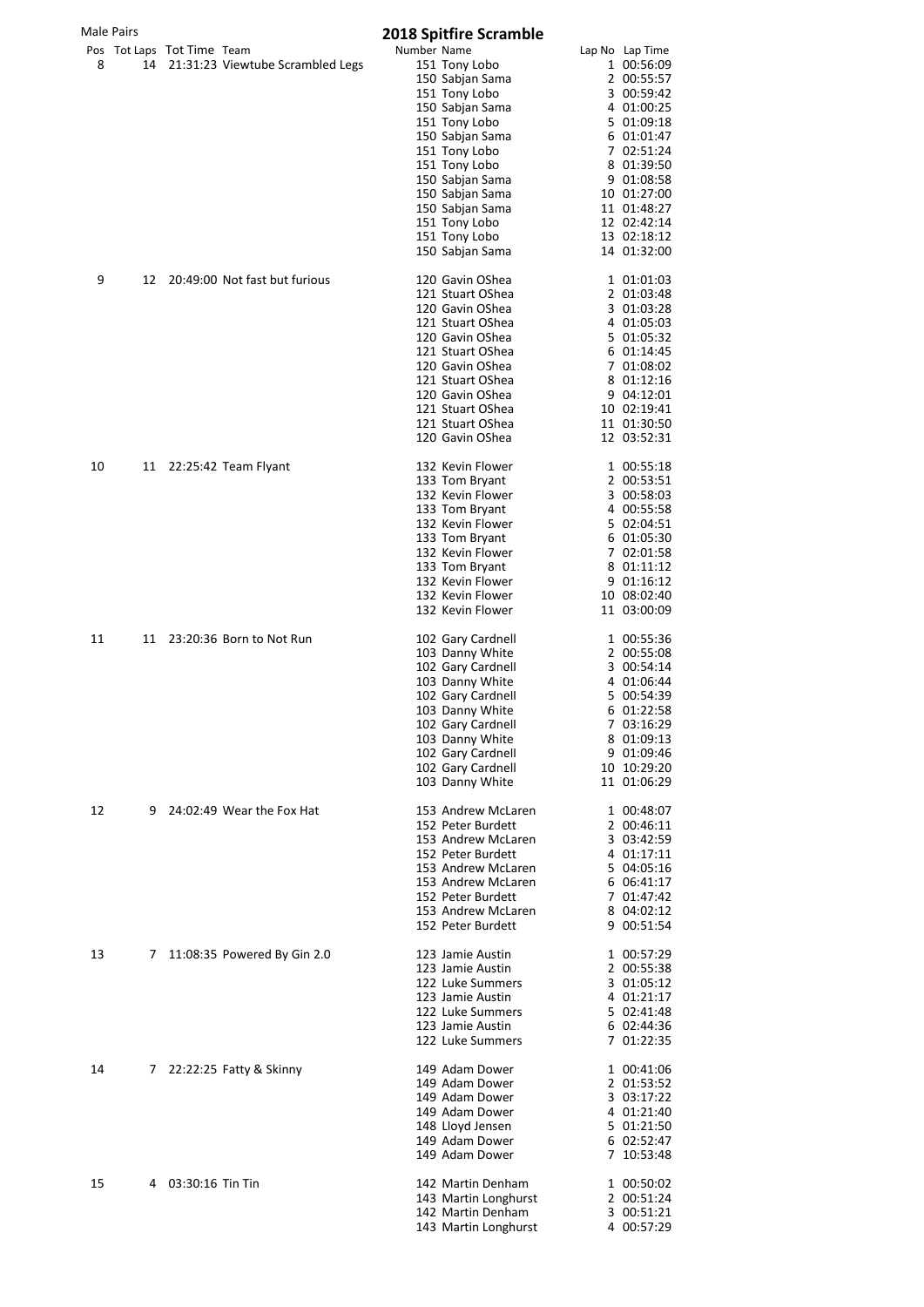Male Pairs

# 2018 Spitfire Scramble

| Pos | Tot Laps | Tot Time | Team | Number | Name | Lap No | Lap Time |
|---|---|---|---|---|---|---|---|
| 8 | 14 | 21:31:23 | Viewtube Scrambled Legs | 151 | Tony Lobo | 1 | 00:56:09 |
| | | | | 150 | Sabjan Sama | 2 | 00:55:57 |
| | | | | 151 | Tony Lobo | 3 | 00:59:42 |
| | | | | 150 | Sabjan Sama | 4 | 01:00:25 |
| | | | | 151 | Tony Lobo | 5 | 01:09:18 |
| | | | | 150 | Sabjan Sama | 6 | 01:01:47 |
| | | | | 151 | Tony Lobo | 7 | 02:51:24 |
| | | | | 151 | Tony Lobo | 8 | 01:39:50 |
| | | | | 150 | Sabjan Sama | 9 | 01:08:58 |
| | | | | 150 | Sabjan Sama | 10 | 01:27:00 |
| | | | | 150 | Sabjan Sama | 11 | 01:48:27 |
| | | | | 151 | Tony Lobo | 12 | 02:42:14 |
| | | | | 151 | Tony Lobo | 13 | 02:18:12 |
| | | | | 150 | Sabjan Sama | 14 | 01:32:00 |
| 9 | 12 | 20:49:00 | Not fast but furious | 120 | Gavin OShea | 1 | 01:01:03 |
| | | | | 121 | Stuart OShea | 2 | 01:03:48 |
| | | | | 120 | Gavin OShea | 3 | 01:03:28 |
| | | | | 121 | Stuart OShea | 4 | 01:05:03 |
| | | | | 120 | Gavin OShea | 5 | 01:05:32 |
| | | | | 121 | Stuart OShea | 6 | 01:14:45 |
| | | | | 120 | Gavin OShea | 7 | 01:08:02 |
| | | | | 121 | Stuart OShea | 8 | 01:12:16 |
| | | | | 120 | Gavin OShea | 9 | 04:12:01 |
| | | | | 121 | Stuart OShea | 10 | 02:19:41 |
| | | | | 121 | Stuart OShea | 11 | 01:30:50 |
| | | | | 120 | Gavin OShea | 12 | 03:52:31 |
| 10 | 11 | 22:25:42 | Team Flyant | 132 | Kevin Flower | 1 | 00:55:18 |
| | | | | 133 | Tom Bryant | 2 | 00:53:51 |
| | | | | 132 | Kevin Flower | 3 | 00:58:03 |
| | | | | 133 | Tom Bryant | 4 | 00:55:58 |
| | | | | 132 | Kevin Flower | 5 | 02:04:51 |
| | | | | 133 | Tom Bryant | 6 | 01:05:30 |
| | | | | 132 | Kevin Flower | 7 | 02:01:58 |
| | | | | 133 | Tom Bryant | 8 | 01:11:12 |
| | | | | 132 | Kevin Flower | 9 | 01:16:12 |
| | | | | 132 | Kevin Flower | 10 | 08:02:40 |
| | | | | 132 | Kevin Flower | 11 | 03:00:09 |
| 11 | 11 | 23:20:36 | Born to Not Run | 102 | Gary Cardnell | 1 | 00:55:36 |
| | | | | 103 | Danny White | 2 | 00:55:08 |
| | | | | 102 | Gary Cardnell | 3 | 00:54:14 |
| | | | | 103 | Danny White | 4 | 01:06:44 |
| | | | | 102 | Gary Cardnell | 5 | 00:54:39 |
| | | | | 103 | Danny White | 6 | 01:22:58 |
| | | | | 102 | Gary Cardnell | 7 | 03:16:29 |
| | | | | 103 | Danny White | 8 | 01:09:13 |
| | | | | 102 | Gary Cardnell | 9 | 01:09:46 |
| | | | | 102 | Gary Cardnell | 10 | 10:29:20 |
| | | | | 103 | Danny White | 11 | 01:06:29 |
| 12 | 9 | 24:02:49 | Wear the Fox Hat | 153 | Andrew McLaren | 1 | 00:48:07 |
| | | | | 152 | Peter Burdett | 2 | 00:46:11 |
| | | | | 153 | Andrew McLaren | 3 | 03:42:59 |
| | | | | 152 | Peter Burdett | 4 | 01:17:11 |
| | | | | 153 | Andrew McLaren | 5 | 04:05:16 |
| | | | | 153 | Andrew McLaren | 6 | 06:41:17 |
| | | | | 152 | Peter Burdett | 7 | 01:47:42 |
| | | | | 153 | Andrew McLaren | 8 | 04:02:12 |
| | | | | 152 | Peter Burdett | 9 | 00:51:54 |
| 13 | 7 | 11:08:35 | Powered By Gin 2.0 | 123 | Jamie Austin | 1 | 00:57:29 |
| | | | | 123 | Jamie Austin | 2 | 00:55:38 |
| | | | | 122 | Luke Summers | 3 | 01:05:12 |
| | | | | 123 | Jamie Austin | 4 | 01:21:17 |
| | | | | 122 | Luke Summers | 5 | 02:41:48 |
| | | | | 123 | Jamie Austin | 6 | 02:44:36 |
| | | | | 122 | Luke Summers | 7 | 01:22:35 |
| 14 | 7 | 22:22:25 | Fatty & Skinny | 149 | Adam Dower | 1 | 00:41:06 |
| | | | | 149 | Adam Dower | 2 | 01:53:52 |
| | | | | 149 | Adam Dower | 3 | 03:17:22 |
| | | | | 149 | Adam Dower | 4 | 01:21:40 |
| | | | | 148 | Lloyd Jensen | 5 | 01:21:50 |
| | | | | 149 | Adam Dower | 6 | 02:52:47 |
| | | | | 149 | Adam Dower | 7 | 10:53:48 |
| 15 | 4 | 03:30:16 | Tin Tin | 142 | Martin Denham | 1 | 00:50:02 |
| | | | | 143 | Martin Longhurst | 2 | 00:51:24 |
| | | | | 142 | Martin Denham | 3 | 00:51:21 |
| | | | | 143 | Martin Longhurst | 4 | 00:57:29 |